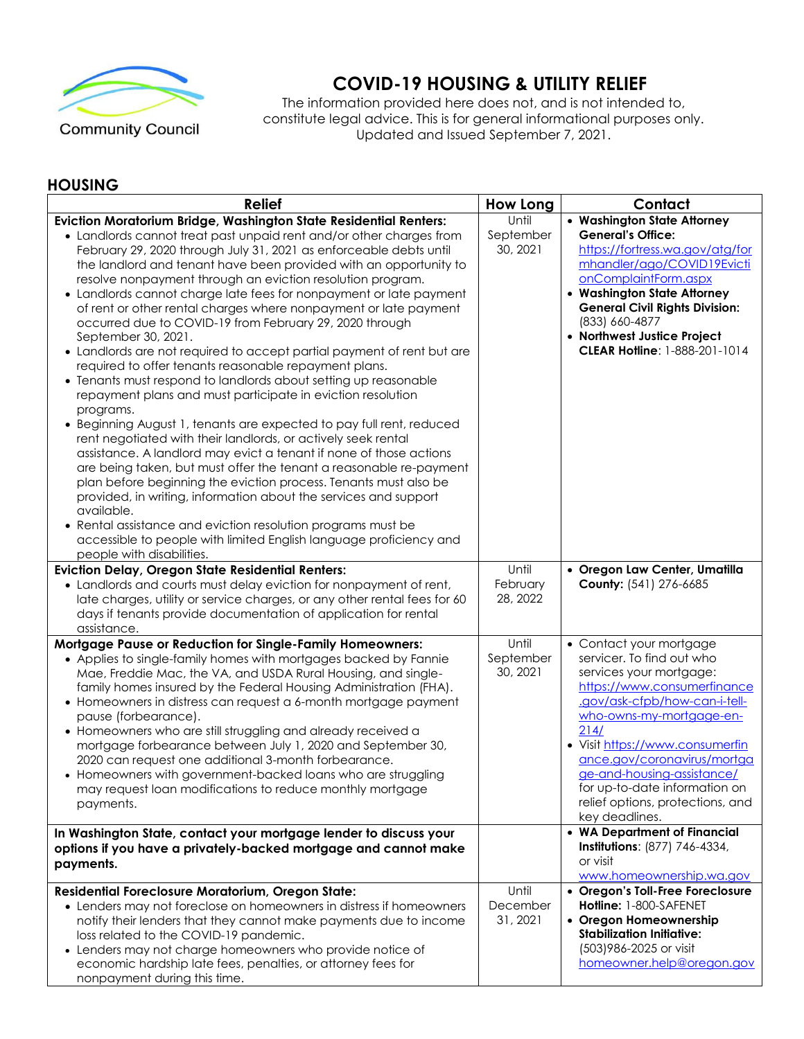Community Council

# COVID-19 HOUSING & UTILITY RELIEF

The information provided here does not, and is not intended to, constitute legal advice. This is for general informational purposes only. Updated and Issued September 7, 2021.

## HOUSING

| Relief | How Long | Contact |
|---|---|---|
| **Eviction Moratorium Bridge, Washington State Residential Renters:**<br>• Landlords cannot treat past unpaid rent and/or other charges from February 29, 2020 through July 31, 2021 as enforceable debts until the landlord and tenant have been provided with an opportunity to resolve nonpayment through an eviction resolution program.<br>• Landlords cannot charge late fees for nonpayment or late payment of rent or other rental charges where nonpayment or late payment occurred due to COVID-19 from February 29, 2020 through September 30, 2021.<br>• Landlords are not required to accept partial payment of rent but are required to offer tenants reasonable repayment plans.<br>• Tenants must respond to landlords about setting up reasonable repayment plans and must participate in eviction resolution programs.<br>• Beginning August 1, tenants are expected to pay full rent, reduced rent negotiated with their landlords, or actively seek rental assistance. A landlord may evict a tenant if none of those actions are being taken, but must offer the tenant a reasonable re-payment plan before beginning the eviction process. Tenants must also be provided, in writing, information about the services and support available.<br>• Rental assistance and eviction resolution programs must be accessible to people with limited English language proficiency and people with disabilities. | Until September 30, 2021 | • **Washington State Attorney General's Office:** https://fortress.wa.gov/atg/formhandler/ago/COVID19EvictionComplaintForm.aspx<br>• **Washington State Attorney General Civil Rights Division:** (833) 660-4877<br>• **Northwest Justice Project CLEAR Hotline**: 1-888-201-1014 |
| **Eviction Delay, Oregon State Residential Renters:**<br>• Landlords and courts must delay eviction for nonpayment of rent, late charges, utility or service charges, or any other rental fees for 60 days if tenants provide documentation of application for rental assistance. | Until February 28, 2022 | • **Oregon Law Center, Umatilla County:** (541) 276-6685 |
| **Mortgage Pause or Reduction for Single-Family Homeowners:**<br>• Applies to single-family homes with mortgages backed by Fannie Mae, Freddie Mac, the VA, and USDA Rural Housing, and single-family homes insured by the Federal Housing Administration (FHA).<br>• Homeowners in distress can request a 6-month mortgage payment pause (forbearance).<br>• Homeowners who are still struggling and already received a mortgage forbearance between July 1, 2020 and September 30, 2020 can request one additional 3-month forbearance.<br>• Homeowners with government-backed loans who are struggling may request loan modifications to reduce monthly mortgage payments. | Until September 30, 2021 | • Contact your mortgage servicer. To find out who services your mortgage: https://www.consumerfinance.gov/ask-cfpb/how-can-i-tell-who-owns-my-mortgage-en-214/<br>• Visit https://www.consumerfinance.gov/coronavirus/mortgage-and-housing-assistance/ for up-to-date information on relief options, protections, and key deadlines. |
| **In Washington State, contact your mortgage lender to discuss your options if you have a privately-backed mortgage and cannot make payments.** | | • **WA Department of Financial Institutions**: (877) 746-4334, or visit www.homeownership.wa.gov |
| **Residential Foreclosure Moratorium, Oregon State:**<br>• Lenders may not foreclose on homeowners in distress if homeowners notify their lenders that they cannot make payments due to income loss related to the COVID-19 pandemic.<br>• Lenders may not charge homeowners who provide notice of economic hardship late fees, penalties, or attorney fees for nonpayment during this time. | Until December 31, 2021 | • **Oregon's Toll-Free Foreclosure Hotline:** 1-800-SAFENET<br>• **Oregon Homeownership Stabilization Initiative:** (503)986-2025 or visit homeowner.help@oregon.gov |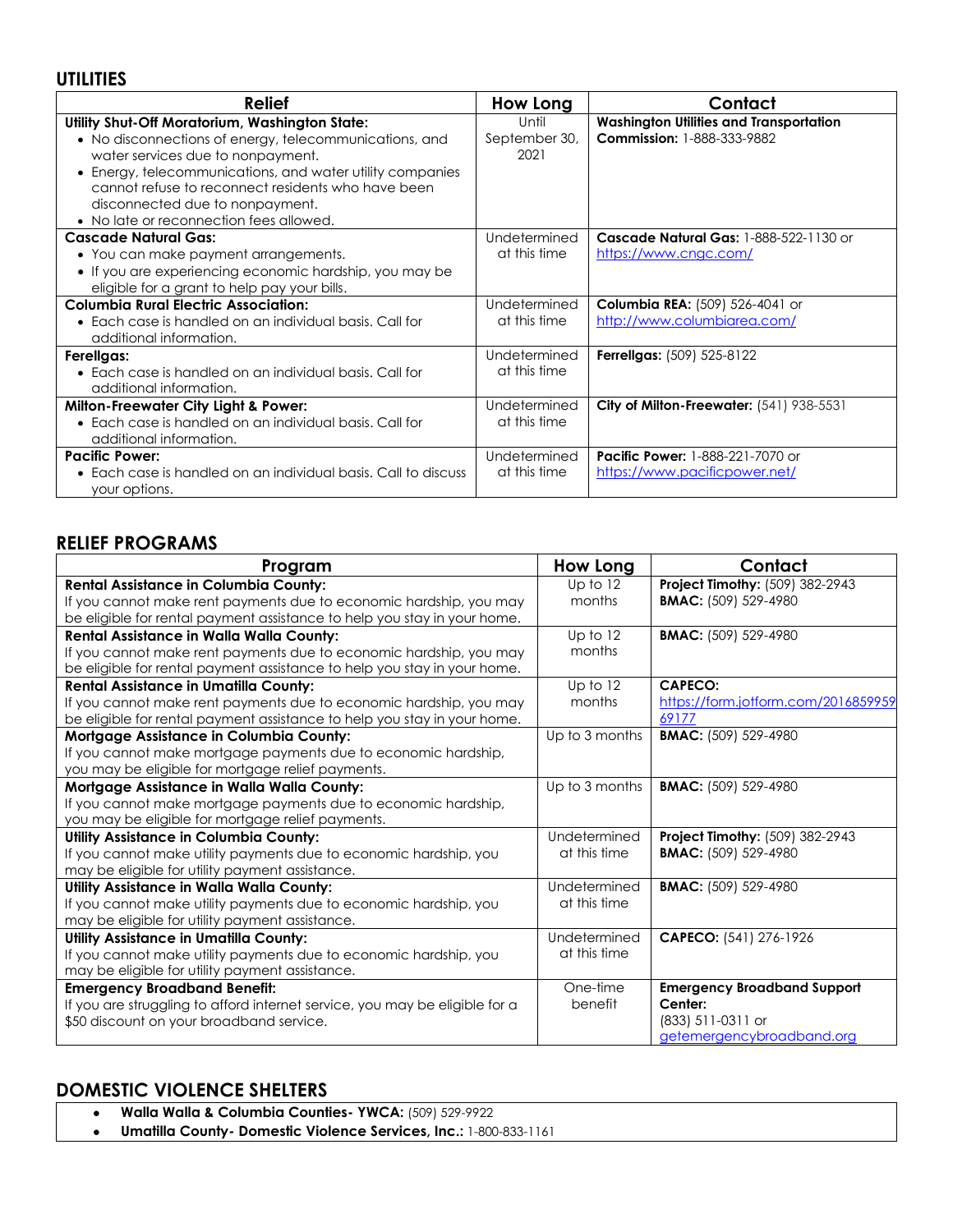## UTILITIES

| Relief | How Long | Contact |
| --- | --- | --- |
| **Utility Shut-Off Moratorium, Washington State:**<br>• No disconnections of energy, telecommunications, and water services due to nonpayment.<br>• Energy, telecommunications, and water utility companies cannot refuse to reconnect residents who have been disconnected due to nonpayment.<br>• No late or reconnection fees allowed. | Until September 30, 2021 | **Washington Utilities and Transportation Commission:** 1-888-333-9882 |
| **Cascade Natural Gas:**<br>• You can make payment arrangements.<br>• If you are experiencing economic hardship, you may be eligible for a grant to help pay your bills. | Undetermined at this time | **Cascade Natural Gas:** 1-888-522-1130 or https://www.cngc.com/ |
| **Columbia Rural Electric Association:**<br>• Each case is handled on an individual basis. Call for additional information. | Undetermined at this time | **Columbia REA:** (509) 526-4041 or http://www.columbiarea.com/ |
| **Ferellgas:**<br>• Each case is handled on an individual basis. Call for additional information. | Undetermined at this time | **Ferrellgas:** (509) 525-8122 |
| **Milton-Freewater City Light & Power:**<br>• Each case is handled on an individual basis. Call for additional information. | Undetermined at this time | **City of Milton-Freewater:** (541) 938-5531 |
| **Pacific Power:**<br>• Each case is handled on an individual basis. Call to discuss your options. | Undetermined at this time | **Pacific Power:** 1-888-221-7070 or https://www.pacificpower.net/ |

## RELIEF PROGRAMS

| Program | How Long | Contact |
| --- | --- | --- |
| **Rental Assistance in Columbia County:**<br>If you cannot make rent payments due to economic hardship, you may be eligible for rental payment assistance to help you stay in your home. | Up to 12 months | **Project Timothy:** (509) 382-2943<br>**BMAC:** (509) 529-4980 |
| **Rental Assistance in Walla Walla County:**<br>If you cannot make rent payments due to economic hardship, you may be eligible for rental payment assistance to help you stay in your home. | Up to 12 months | **BMAC:** (509) 529-4980 |
| **Rental Assistance in Umatilla County:**<br>If you cannot make rent payments due to economic hardship, you may be eligible for rental payment assistance to help you stay in your home. | Up to 12 months | **CAPECO:**<br>https://form.jotform.com/201685995969177 |
| **Mortgage Assistance in Columbia County:**<br>If you cannot make mortgage payments due to economic hardship, you may be eligible for mortgage relief payments. | Up to 3 months | **BMAC:** (509) 529-4980 |
| **Mortgage Assistance in Walla Walla County:**<br>If you cannot make mortgage payments due to economic hardship, you may be eligible for mortgage relief payments. | Up to 3 months | **BMAC:** (509) 529-4980 |
| **Utility Assistance in Columbia County:**<br>If you cannot make utility payments due to economic hardship, you may be eligible for utility payment assistance. | Undetermined at this time | **Project Timothy:** (509) 382-2943<br>**BMAC:** (509) 529-4980 |
| **Utility Assistance in Walla Walla County:**<br>If you cannot make utility payments due to economic hardship, you may be eligible for utility payment assistance. | Undetermined at this time | **BMAC:** (509) 529-4980 |
| **Utility Assistance in Umatilla County:**<br>If you cannot make utility payments due to economic hardship, you may be eligible for utility payment assistance. | Undetermined at this time | **CAPECO:** (541) 276-1926 |
| **Emergency Broadband Benefit:**<br>If you are struggling to afford internet service, you may be eligible for a $50 discount on your broadband service. | One-time benefit | **Emergency Broadband Support Center:**<br>(833) 511-0311 or<br>getemergencybroadband.org |

## DOMESTIC VIOLENCE SHELTERS

- **Walla Walla & Columbia Counties- YWCA:** (509) 529-9922
- **Umatilla County- Domestic Violence Services, Inc.:** 1-800-833-1161